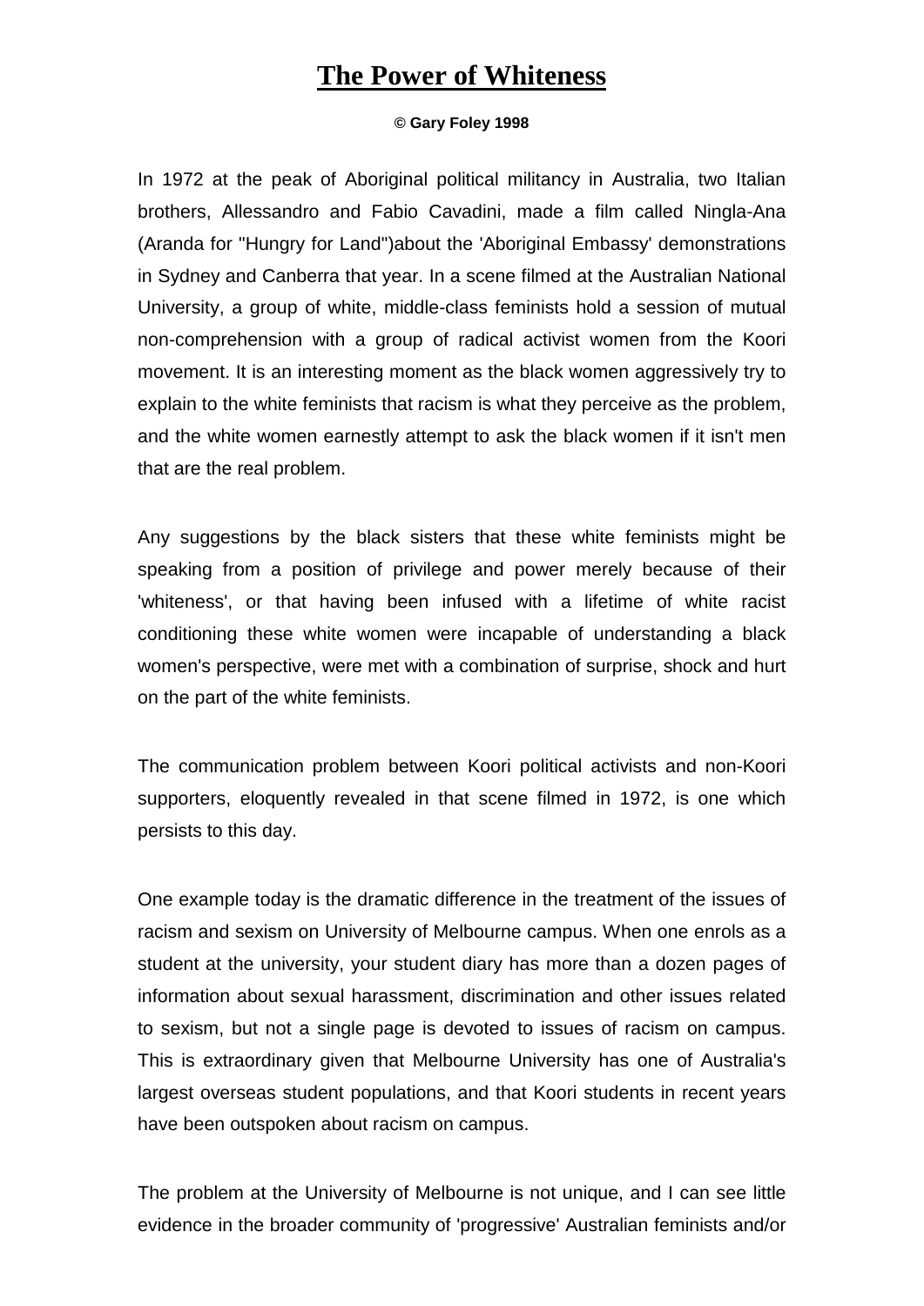# The Power of Whiteness

**© Gary Foley 1998**

In 1972 at the peak of Aboriginal political militancy in Australia, two Italian brothers, Allessandro and Fabio Cavadini, made a film called Ningla-Ana (Aranda for "Hungry for Land")about the 'Aboriginal Embassy' demonstrations in Sydney and Canberra that year. In a scene filmed at the Australian National University, a group of white, middle-class feminists hold a session of mutual non-comprehension with a group of radical activist women from the Koori movement. It is an interesting moment as the black women aggressively try to explain to the white feminists that racism is what they perceive as the problem, and the white women earnestly attempt to ask the black women if it isn't men that are the real problem.

Any suggestions by the black sisters that these white feminists might be speaking from a position of privilege and power merely because of their 'whiteness', or that having been infused with a lifetime of white racist conditioning these white women were incapable of understanding a black women's perspective, were met with a combination of surprise, shock and hurt on the part of the white feminists.

The communication problem between Koori political activists and non-Koori supporters, eloquently revealed in that scene filmed in 1972, is one which persists to this day.

One example today is the dramatic difference in the treatment of the issues of racism and sexism on University of Melbourne campus. When one enrols as a student at the university, your student diary has more than a dozen pages of information about sexual harassment, discrimination and other issues related to sexism, but not a single page is devoted to issues of racism on campus. This is extraordinary given that Melbourne University has one of Australia's largest overseas student populations, and that Koori students in recent years have been outspoken about racism on campus.

The problem at the University of Melbourne is not unique, and I can see little evidence in the broader community of 'progressive' Australian feminists and/or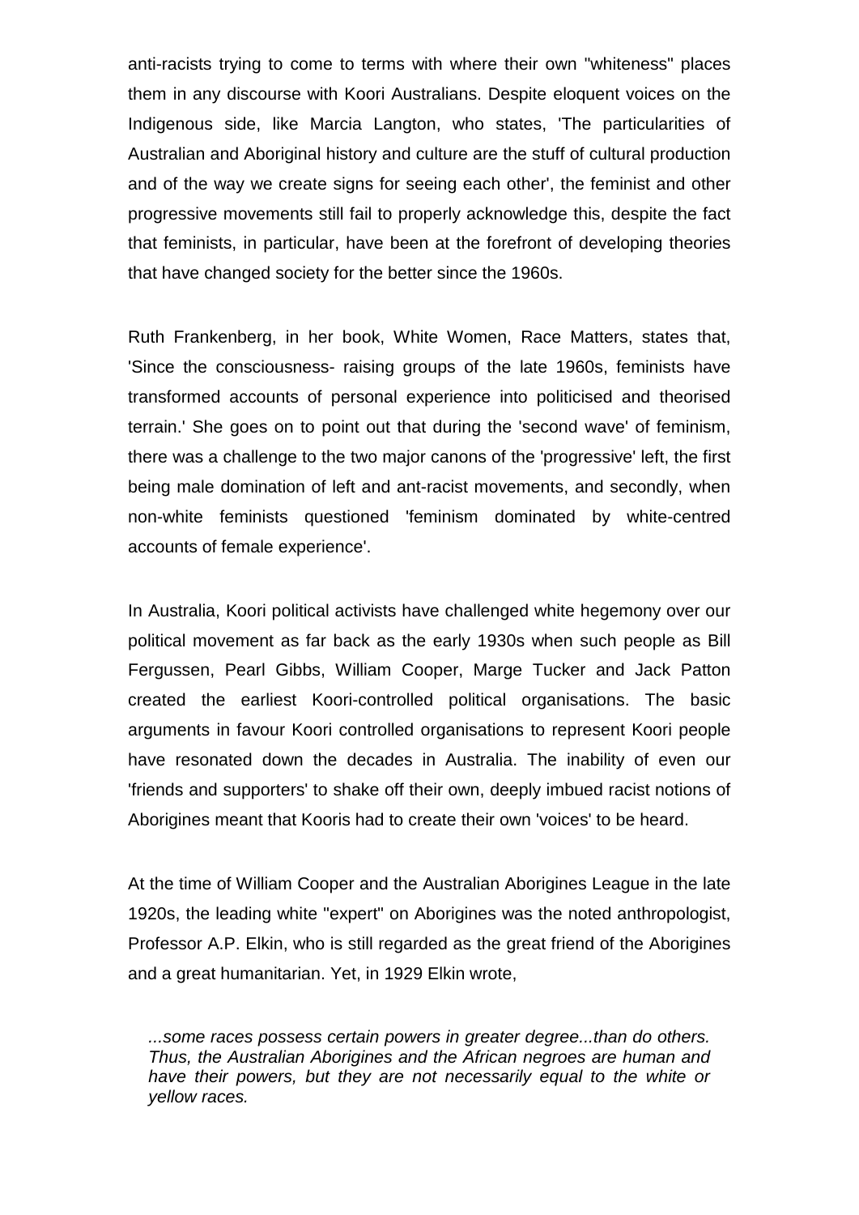anti-racists trying to come to terms with where their own "whiteness" places them in any discourse with Koori Australians. Despite eloquent voices on the Indigenous side, like Marcia Langton, who states, 'The particularities of Australian and Aboriginal history and culture are the stuff of cultural production and of the way we create signs for seeing each other', the feminist and other progressive movements still fail to properly acknowledge this, despite the fact that feminists, in particular, have been at the forefront of developing theories that have changed society for the better since the 1960s.

Ruth Frankenberg, in her book, White Women, Race Matters, states that, 'Since the consciousness- raising groups of the late 1960s, feminists have transformed accounts of personal experience into politicised and theorised terrain.' She goes on to point out that during the 'second wave' of feminism, there was a challenge to the two major canons of the 'progressive' left, the first being male domination of left and ant-racist movements, and secondly, when non-white feminists questioned 'feminism dominated by white-centred accounts of female experience'.

In Australia, Koori political activists have challenged white hegemony over our political movement as far back as the early 1930s when such people as Bill Fergussen, Pearl Gibbs, William Cooper, Marge Tucker and Jack Patton created the earliest Koori-controlled political organisations. The basic arguments in favour Koori controlled organisations to represent Koori people have resonated down the decades in Australia. The inability of even our 'friends and supporters' to shake off their own, deeply imbued racist notions of Aborigines meant that Kooris had to create their own 'voices' to be heard.

At the time of William Cooper and the Australian Aborigines League in the late 1920s, the leading white "expert" on Aborigines was the noted anthropologist, Professor A.P. Elkin, who is still regarded as the great friend of the Aborigines and a great humanitarian. Yet, in 1929 Elkin wrote,

> *...some races possess certain powers in greater degree...than do others. Thus, the Australian Aborigines and the African negroes are human and have their powers, but they are not necessarily equal to the white or yellow races.*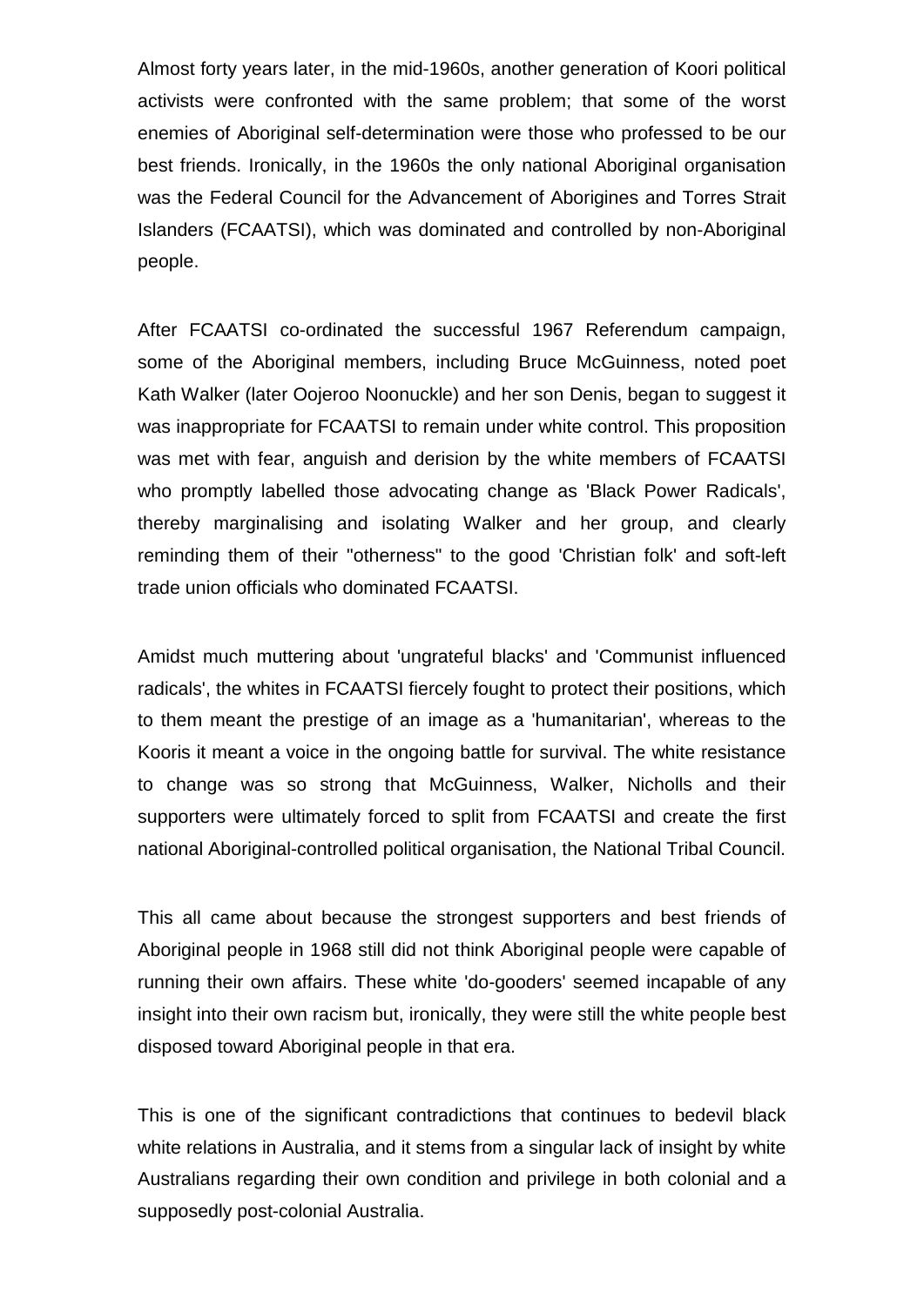Almost forty years later, in the mid-1960s, another generation of Koori political activists were confronted with the same problem; that some of the worst enemies of Aboriginal self-determination were those who professed to be our best friends. Ironically, in the 1960s the only national Aboriginal organisation was the Federal Council for the Advancement of Aborigines and Torres Strait Islanders (FCAATSI), which was dominated and controlled by non-Aboriginal people.

After FCAATSI co-ordinated the successful 1967 Referendum campaign, some of the Aboriginal members, including Bruce McGuinness, noted poet Kath Walker (later Oojeroo Noonuckle) and her son Denis, began to suggest it was inappropriate for FCAATSI to remain under white control. This proposition was met with fear, anguish and derision by the white members of FCAATSI who promptly labelled those advocating change as 'Black Power Radicals', thereby marginalising and isolating Walker and her group, and clearly reminding them of their "otherness" to the good 'Christian folk' and soft-left trade union officials who dominated FCAATSI.

Amidst much muttering about 'ungrateful blacks' and 'Communist influenced radicals', the whites in FCAATSI fiercely fought to protect their positions, which to them meant the prestige of an image as a 'humanitarian', whereas to the Kooris it meant a voice in the ongoing battle for survival. The white resistance to change was so strong that McGuinness, Walker, Nicholls and their supporters were ultimately forced to split from FCAATSI and create the first national Aboriginal-controlled political organisation, the National Tribal Council.

This all came about because the strongest supporters and best friends of Aboriginal people in 1968 still did not think Aboriginal people were capable of running their own affairs. These white 'do-gooders' seemed incapable of any insight into their own racism but, ironically, they were still the white people best disposed toward Aboriginism people in that era.

This is one of the significant contradictions that continues to bedevil black white relations in Australia, and it stems from a singular lack of insight by white Australians regarding their own condition and privilege in both colonial and a supposedly post-colonial Australia.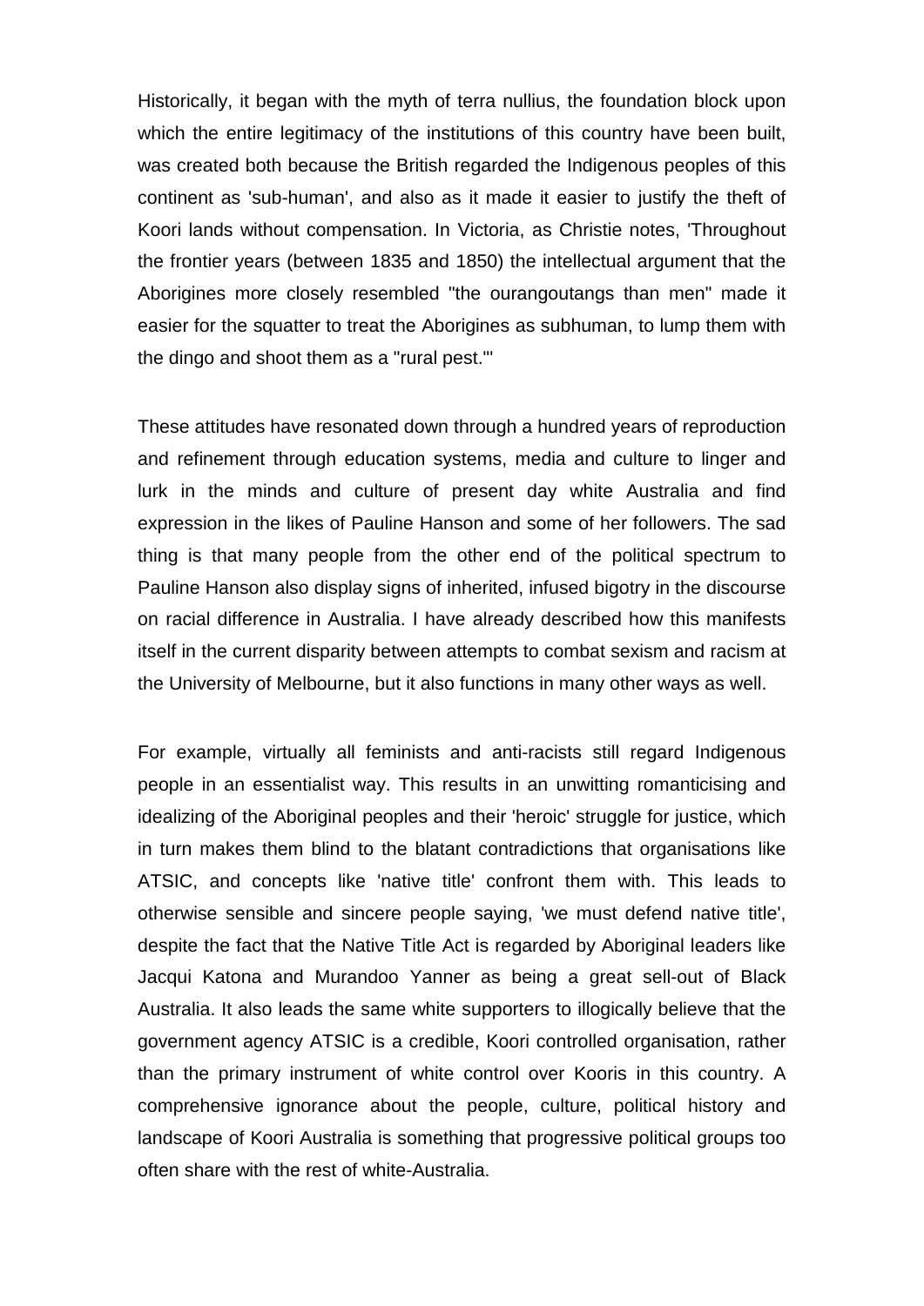Historically, it began with the myth of terra nullius, the foundation block upon which the entire legitimacy of the institutions of this country have been built, was created both because the British regarded the Indigenous peoples of this continent as 'sub-human', and also as it made it easier to justify the theft of Koori lands without compensation. In Victoria, as Christie notes, 'Throughout the frontier years (between 1835 and 1850) the intellectual argument that the Aborigines more closely resembled "the ourangoutangs than men" made it easier for the squatter to treat the Aborigines as subhuman, to lump them with the dingo and shoot them as a "rural pest."'

These attitudes have resonated down through a hundred years of reproduction and refinement through education systems, media and culture to linger and lurk in the minds and culture of present day white Australia and find expression in the likes of Pauline Hanson and some of her followers. The sad thing is that many people from the other end of the political spectrum to Pauline Hanson also display signs of inherited, infused bigotry in the discourse on racial difference in Australia. I have already described how this manifests itself in the current disparity between attempts to combat sexism and racism at the University of Melbourne, but it also functions in many other ways as well.

For example, virtually all feminists and anti-racists still regard Indigenous people in an essentialist way. This results in an unwitting romanticising and idealizing of the Aboriginal peoples and their 'heroic' struggle for justice, which in turn makes them blind to the blatant contradictions that organisations like ATSIC, and concepts like 'native title' confront them with. This leads to otherwise sensible and sincere people saying, 'we must defend native title', despite the fact that the Native Title Act is regarded by Aboriginal leaders like Jacqui Katona and Murandoo Yanner as being a great sell-out of Black Australia. It also leads the same white supporters to illogically believe that the government agency ATSIC is a credible, Koori controlled organisation, rather than the primary instrument of white control over Kooris in this country. A comprehensive ignorance about the people, culture, political history and landscape of Koori Australia is something that progressive political groups too often share with the rest of white-Australia.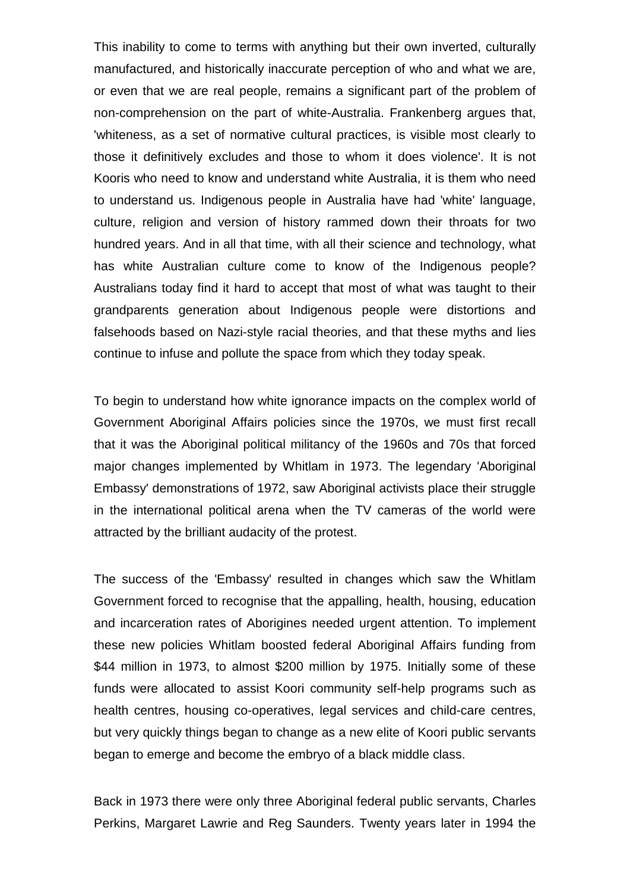This inability to come to terms with anything but their own inverted, culturally manufactured, and historically inaccurate perception of who and what we are, or even that we are real people, remains a significant part of the problem of non-comprehension on the part of white-Australia. Frankenberg argues that, 'whiteness, as a set of normative cultural practices, is visible most clearly to those it definitively excludes and those to whom it does violence'. It is not Kooris who need to know and understand white Australia, it is them who need to understand us. Indigenous people in Australia have had 'white' language, culture, religion and version of history rammed down their throats for two hundred years. And in all that time, with all their science and technology, what has white Australian culture come to know of the Indigenous people? Australians today find it hard to accept that most of what was taught to their grandparents generation about Indigenous people were distortions and falsehoods based on Nazi-style racial theories, and that these myths and lies continue to infuse and pollute the space from which they today speak.

To begin to understand how white ignorance impacts on the complex world of Government Aboriginal Affairs policies since the 1970s, we must first recall that it was the Aboriginal political militancy of the 1960s and 70s that forced major changes implemented by Whitlam in 1973. The legendary 'Aboriginal Embassy' demonstrations of 1972, saw Aboriginal activists place their struggle in the international political arena when the TV cameras of the world were attracted by the brilliant audacity of the protest.

The success of the 'Embassy' resulted in changes which saw the Whitlam Government forced to recognise that the appalling, health, housing, education and incarceration rates of Aborigines needed urgent attention. To implement these new policies Whitlam boosted federal Aboriginal Affairs funding from $44 million in 1973, to almost $200 million by 1975. Initially some of these funds were allocated to assist Koori community self-help programs such as health centres, housing co-operatives, legal services and child-care centres, but very quickly things began to change as a new elite of Koori public servants began to emerge and become the embryo of a black middle class.

Back in 1973 there were only three Aboriginal federal public servants, Charles Perkins, Margaret Lawrie and Reg Saunders. Twenty years later in 1994 the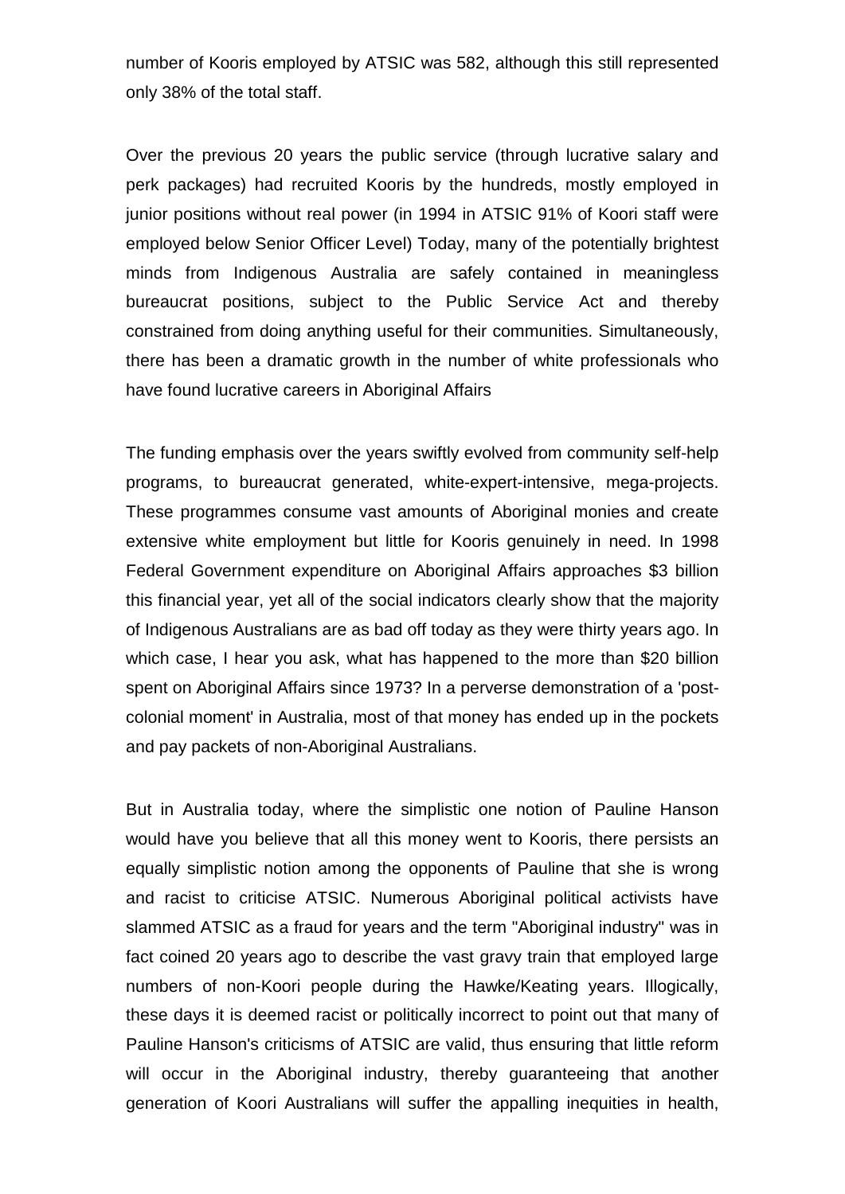number of Kooris employed by ATSIC was 582, although this still represented only 38% of the total staff.

Over the previous 20 years the public service (through lucrative salary and perk packages) had recruited Kooris by the hundreds, mostly employed in junior positions without real power (in 1994 in ATSIC 91% of Koori staff were employed below Senior Officer Level) Today, many of the potentially brightest minds from Indigenous Australia are safely contained in meaningless bureaucrat positions, subject to the Public Service Act and thereby constrained from doing anything useful for their communities. Simultaneously, there has been a dramatic growth in the number of white professionals who have found lucrative careers in Aboriginal Affairs

The funding emphasis over the years swiftly evolved from community self-help programs, to bureaucrat generated, white-expert-intensive, mega-projects. These programmes consume vast amounts of Aboriginal monies and create extensive white employment but little for Kooris genuinely in need. In 1998 Federal Government expenditure on Aboriginal Affairs approaches $3 billion this financial year, yet all of the social indicators clearly show that the majority of Indigenous Australians are as bad off today as they were thirty years ago. In which case, I hear you ask, what has happened to the more than $20 billion spent on Aboriginal Affairs since 1973? In a perverse demonstration of a 'post-colonial moment' in Australia, most of that money has ended up in the pockets and pay packets of non-Aboriginal Australians.

But in Australia today, where the simplistic one notion of Pauline Hanson would have you believe that all this money went to Kooris, there persists an equally simplistic notion among the opponents of Pauline that she is wrong and racist to criticise ATSIC. Numerous Aboriginal political activists have slammed ATSIC as a fraud for years and the term "Aboriginal industry" was in fact coined 20 years ago to describe the vast gravy train that employed large numbers of non-Koori people during the Hawke/Keating years. Illogically, these days it is deemed racist or politically incorrect to point out that many of Pauline Hanson's criticisms of ATSIC are valid, thus ensuring that little reform will occur in the Aboriginal industry, thereby guaranteeing that another generation of Koori Australians will suffer the appalling inequities in health,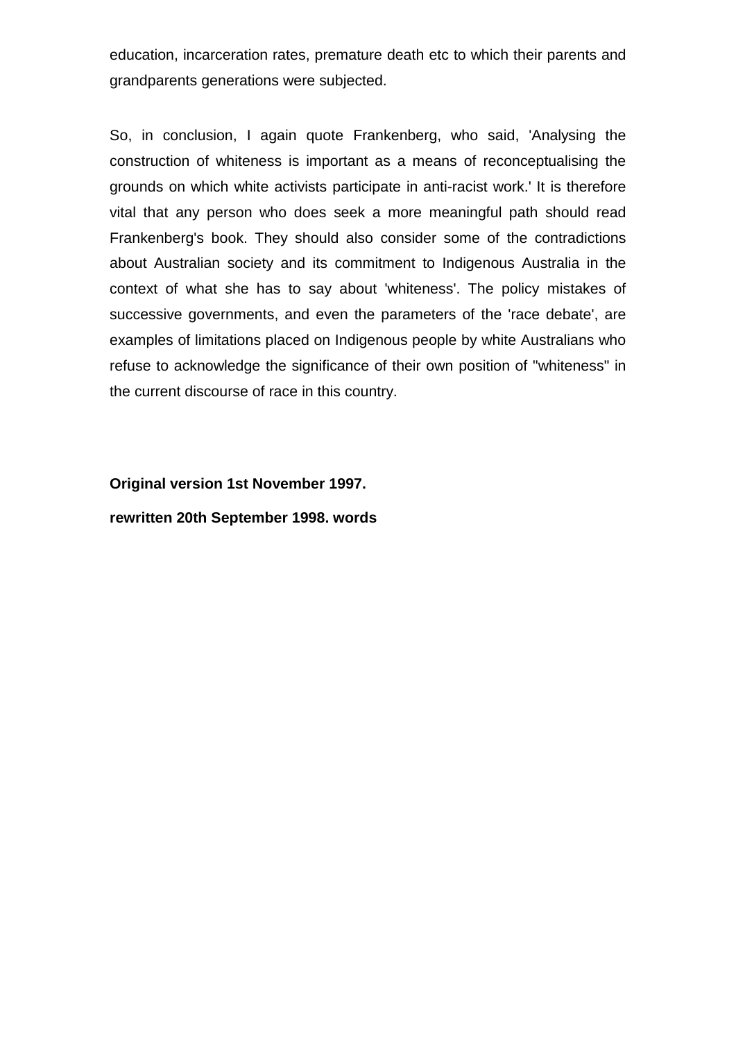education, incarceration rates, premature death etc to which their parents and grandparents generations were subjected.

So, in conclusion, I again quote Frankenberg, who said, 'Analysing the construction of whiteness is important as a means of reconceptualising the grounds on which white activists participate in anti-racist work.' It is therefore vital that any person who does seek a more meaningful path should read Frankenberg's book. They should also consider some of the contradictions about Australian society and its commitment to Indigenous Australia in the context of what she has to say about 'whiteness'. The policy mistakes of successive governments, and even the parameters of the 'race debate', are examples of limitations placed on Indigenous people by white Australians who refuse to acknowledge the significance of their own position of "whiteness" in the current discourse of race in this country.

**Original version 1st November 1997.**

**rewritten 20th September 1998. words**